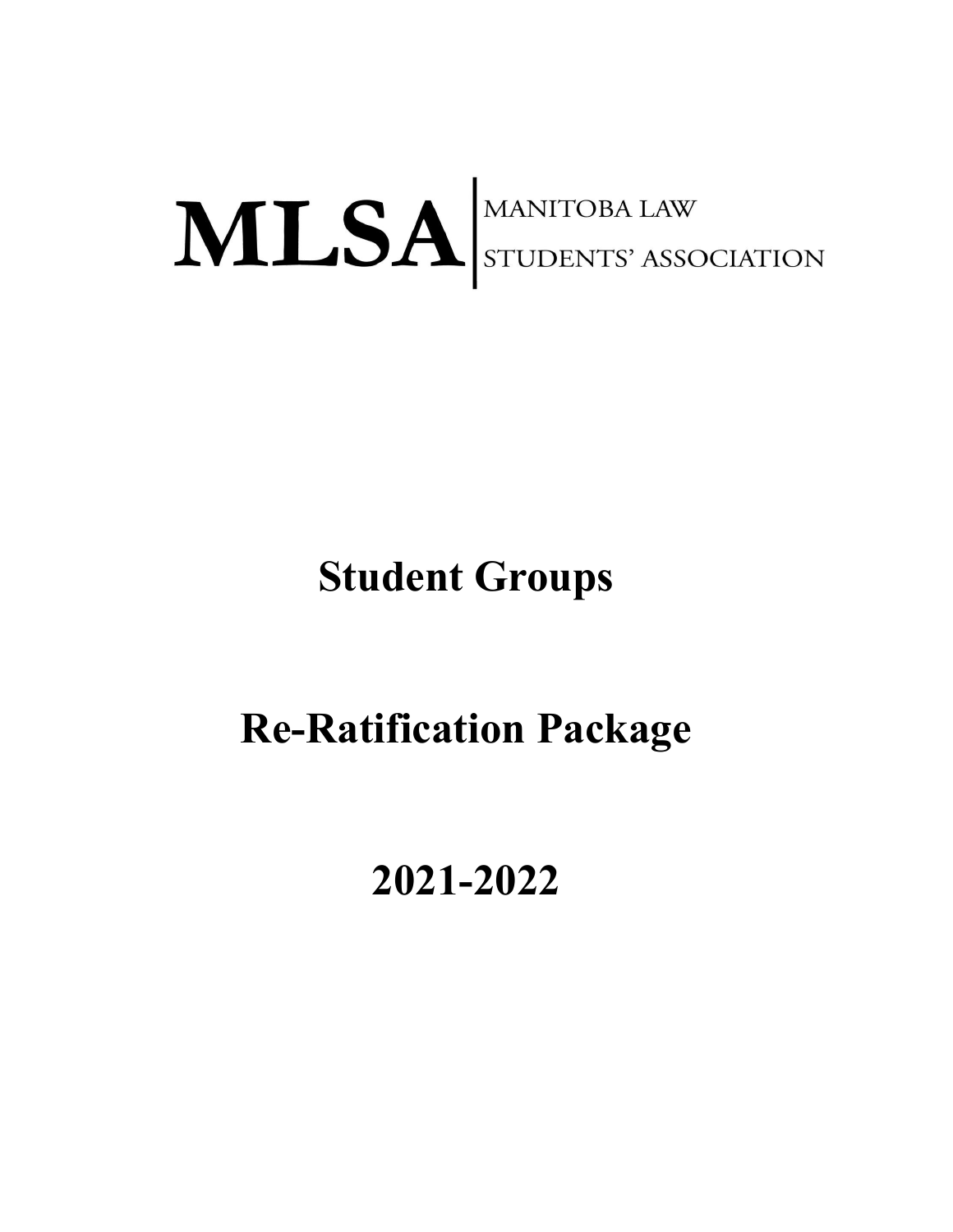MLSA | MANITOBA LAW STUDENTS' ASSOCIATION

# Student Groups

# Re-Ratification Package

# 2021-2022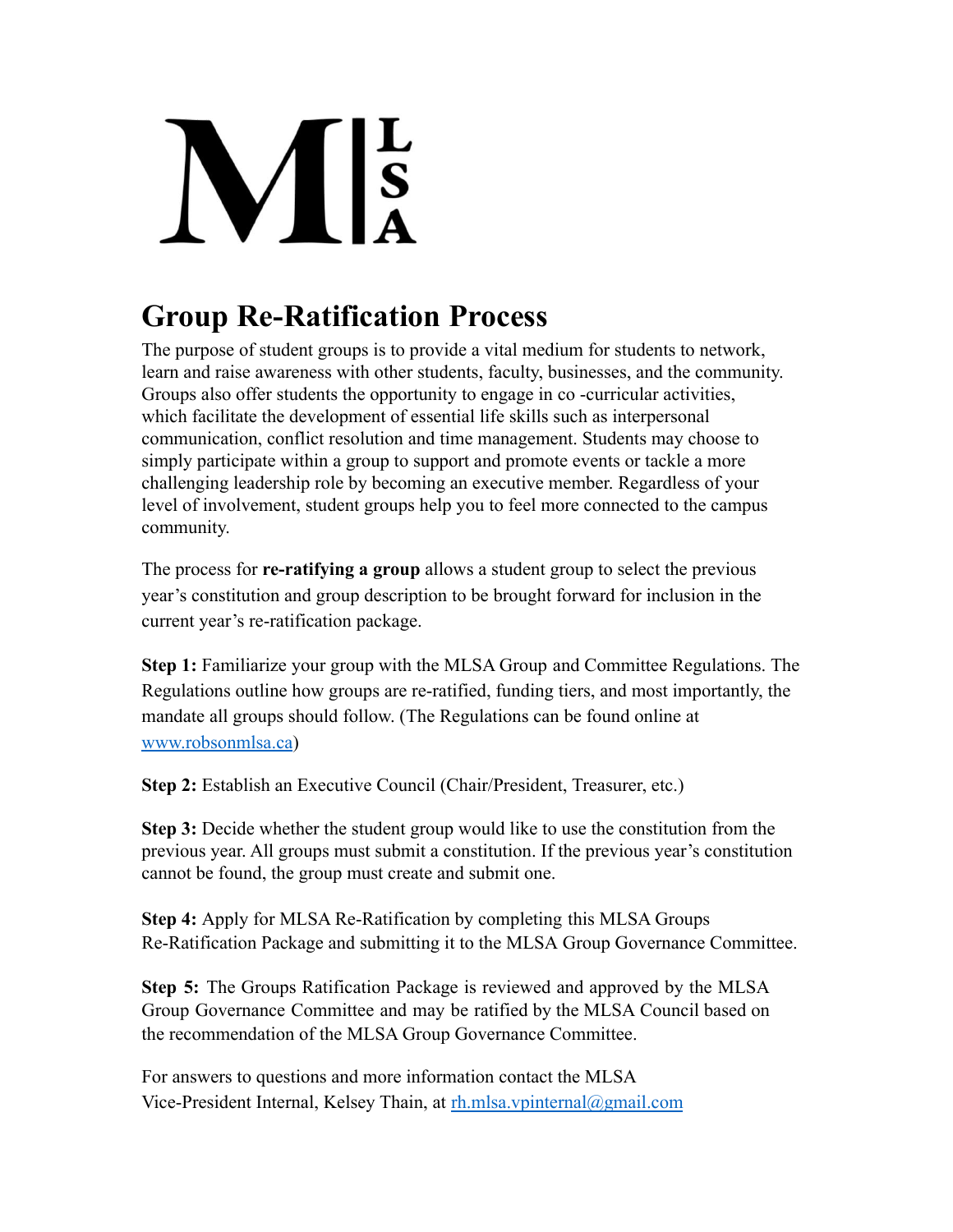# Group Re-Ratification Process

The purpose of student groups is to provide a vital medium for students to network, learn and raise awareness with other students, faculty, businesses, and the community. Groups also offer students the opportunity to engage in co -curricular activities, which facilitate the development of essential life skills such as interpersonal communication, conflict resolution and time management. Students may choose to simply participate within a group to support and promote events or tackle a more challenging leadership role by becoming an executive member. Regardless of your level of involvement, student groups help you to feel more connected to the campus community.

The process for **re-ratifying a group** allows a student group to select the previous year's constitution and group description to be brought forward for inclusion in the current year's re-ratification package.

**Step 1:** Familiarize your group with the MLSA Group and Committee Regulations. The Regulations outline how groups are re-ratified, funding tiers, and most importantly, the mandate all groups should follow. (The Regulations can be found online at [www.robsonmlsa.ca](http://www.robsonmlsa.ca))

**Step 2:** Establish an Executive Council (Chair/President, Treasurer, etc.)

**Step 3:** Decide whether the student group would like to use the constitution from the previous year. All groups must submit a constitution. If the previous year's constitution cannot be found, the group must create and submit one.

**Step 4:** Apply for MLSA Re-Ratification by completing this MLSA Groups Re-Ratification Package and submitting it to the MLSA Group Governance Committee.

**Step 5:** The Groups Ratification Package is reviewed and approved by the MLSA Group Governance Committee and may be ratified by the MLSA Council based on the recommendation of the MLSA Group Governance Committee.

For answers to questions and more information contact the MLSA Vice-President Internal, Kelsey Thain, at [rh.mlsa.vpinternal@gmail.com](mailto:rh.mlsa.vpinternal@gmail.com)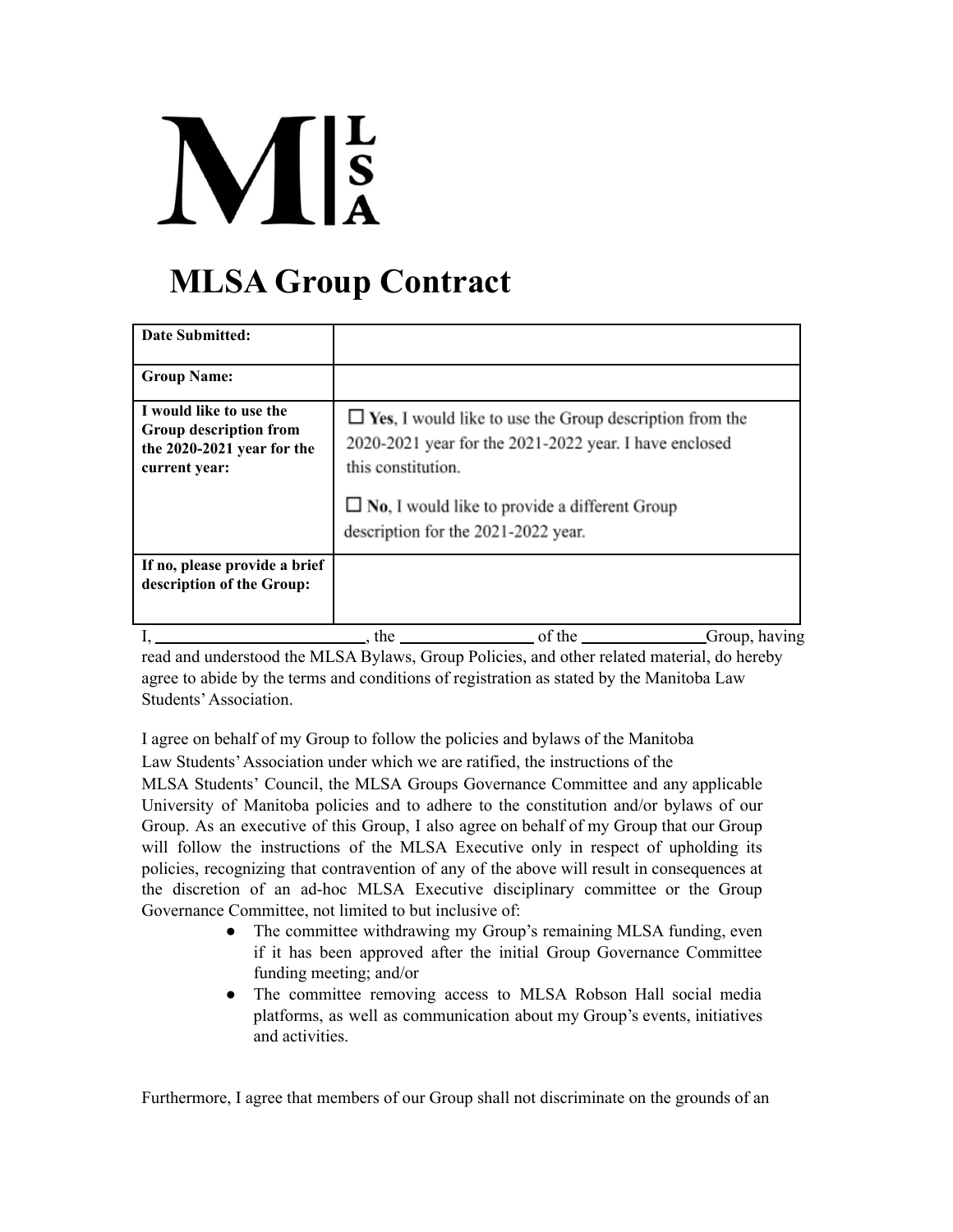# MLSA Group Contract

| **Date Submitted:** | |
|---|---|
| **Group Name:** | |
| **I would like to use the Group description from the 2020-2021 year for the current year:** | ☐ **Yes**, I would like to use the Group description from the 2020-2021 year for the 2021-2022 year. I have enclosed this constitution.<br><br>☐ **No**, I would like to provide a different Group description for the 2021-2022 year. |
| **If no, please provide a brief description of the Group:** | |

I, \_\_\_\_\_\_\_\_\_\_\_\_\_\_\_\_\_\_\_\_\_\_\_\_\_, the \_\_\_\_\_\_\_\_\_\_\_\_\_\_\_\_ of the \_\_\_\_\_\_\_\_\_\_\_\_\_\_\_Group, having read and understood the MLSA Bylaws, Group Policies, and other related material, do hereby agree to abide by the terms and conditions of registration as stated by the Manitoba Law Students' Association.

I agree on behalf of my Group to follow the policies and bylaws of the Manitoba Law Students' Association under which we are ratified, the instructions of the MLSA Students' Council, the MLSA Groups Governance Committee and any applicable University of Manitoba policies and to adhere to the constitution and/or bylaws of our Group. As an executive of this Group, I also agree on behalf of my Group that our Group will follow the instructions of the MLSA Executive only in respect of upholding its policies, recognizing that contravention of any of the above will result in consequences at the discretion of an ad-hoc MLSA Executive disciplinary committee or the Group Governance Committee, not limited to but inclusive of:

- The committee withdrawing my Group's remaining MLSA funding, even if it has been approved after the initial Group Governance Committee funding meeting; and/or
- The committee removing access to MLSA Robson Hall social media platforms, as well as communication about my Group's events, initiatives and activities.

Furthermore, I agree that members of our Group shall not discriminate on the grounds of an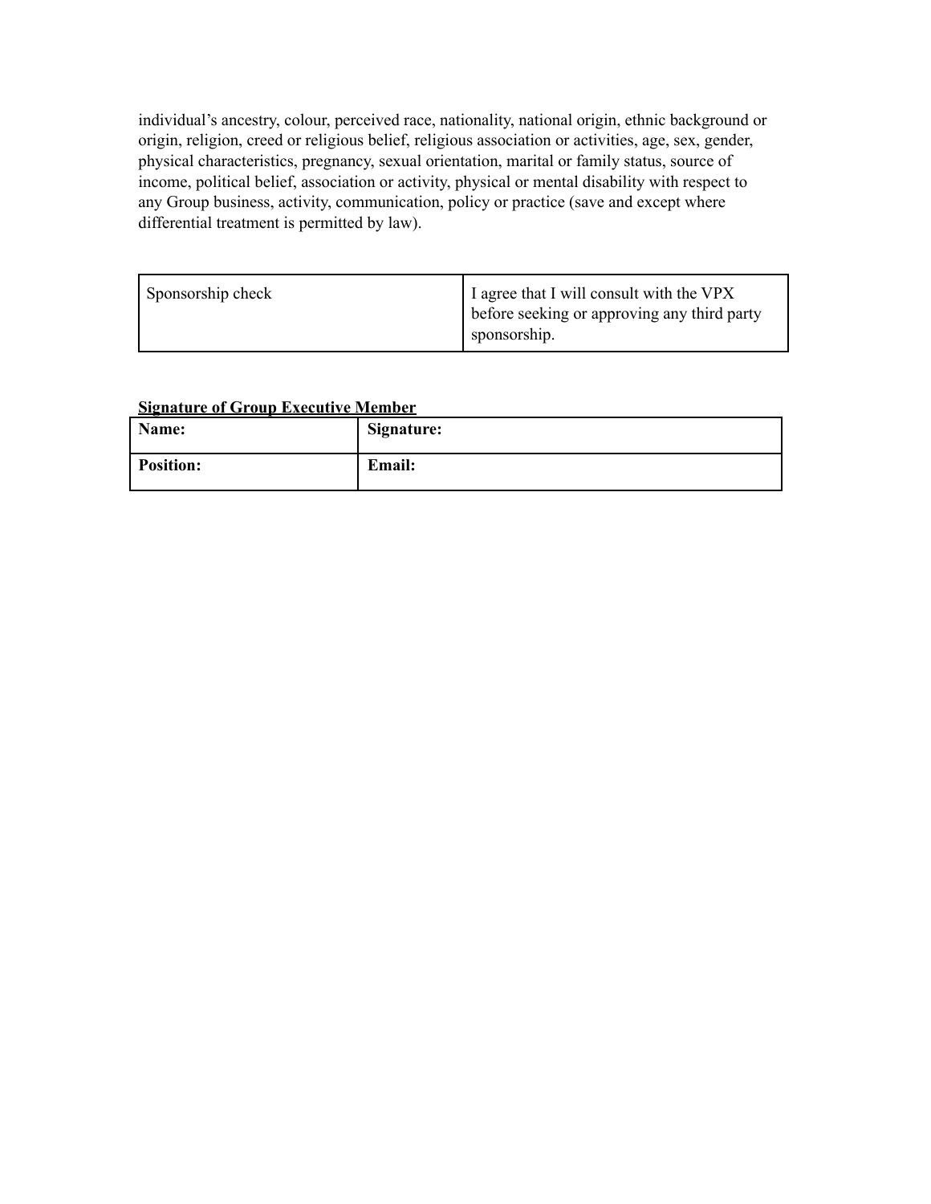individual's ancestry, colour, perceived race, nationality, national origin, ethnic background or origin, religion, creed or religious belief, religious association or activities, age, sex, gender, physical characteristics, pregnancy, sexual orientation, marital or family status, source of income, political belief, association or activity, physical or mental disability with respect to any Group business, activity, communication, policy or practice (save and except where differential treatment is permitted by law).

| Sponsorship check | I agree that I will consult with the VPX before seeking or approving any third party sponsorship. |
|---|---|

**<u>Signature of Group Executive Member</u>**

| **Name:** | **Signature:** |
|---|---|
| **Position:** | **Email:** |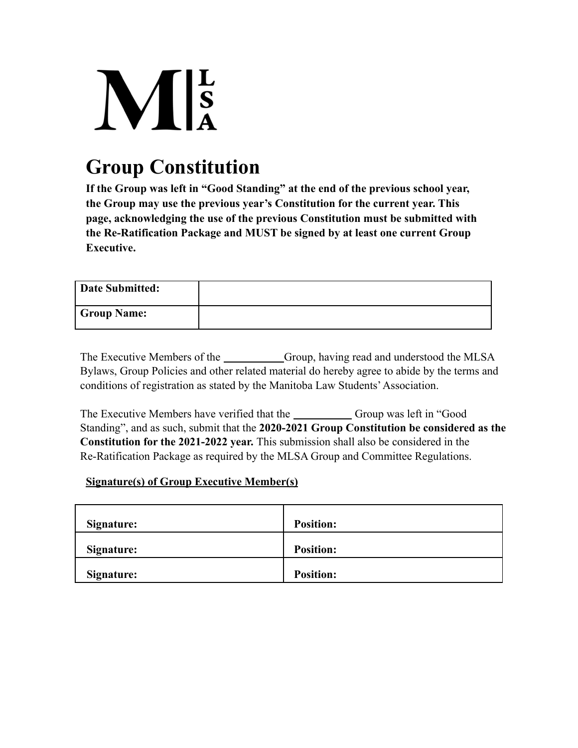# Group Constitution

**If the Group was left in "Good Standing" at the end of the previous school year, the Group may use the previous year's Constitution for the current year. This page, acknowledging the use of the previous Constitution must be submitted with the Re-Ratification Package and MUST be signed by at least one current Group Executive.**

| **Date Submitted:** | |
|---|---|
| **Group Name:** | |

The Executive Members of the __________Group, having read and understood the MLSA Bylaws, Group Policies and other related material do hereby agree to abide by the terms and conditions of registration as stated by the Manitoba Law Students' Association.

The Executive Members have verified that the __________ Group was left in "Good Standing", and as such, submit that the **2020-2021 Group Constitution be considered as the Constitution for the 2021-2022 year.** This submission shall also be considered in the Re-Ratification Package as required by the MLSA Group and Committee Regulations.

**Signature(s) of Group Executive Member(s)**

| **Signature:** | **Position:** |
|---|---|
| **Signature:** | **Position:** |
| **Signature:** | **Position:** |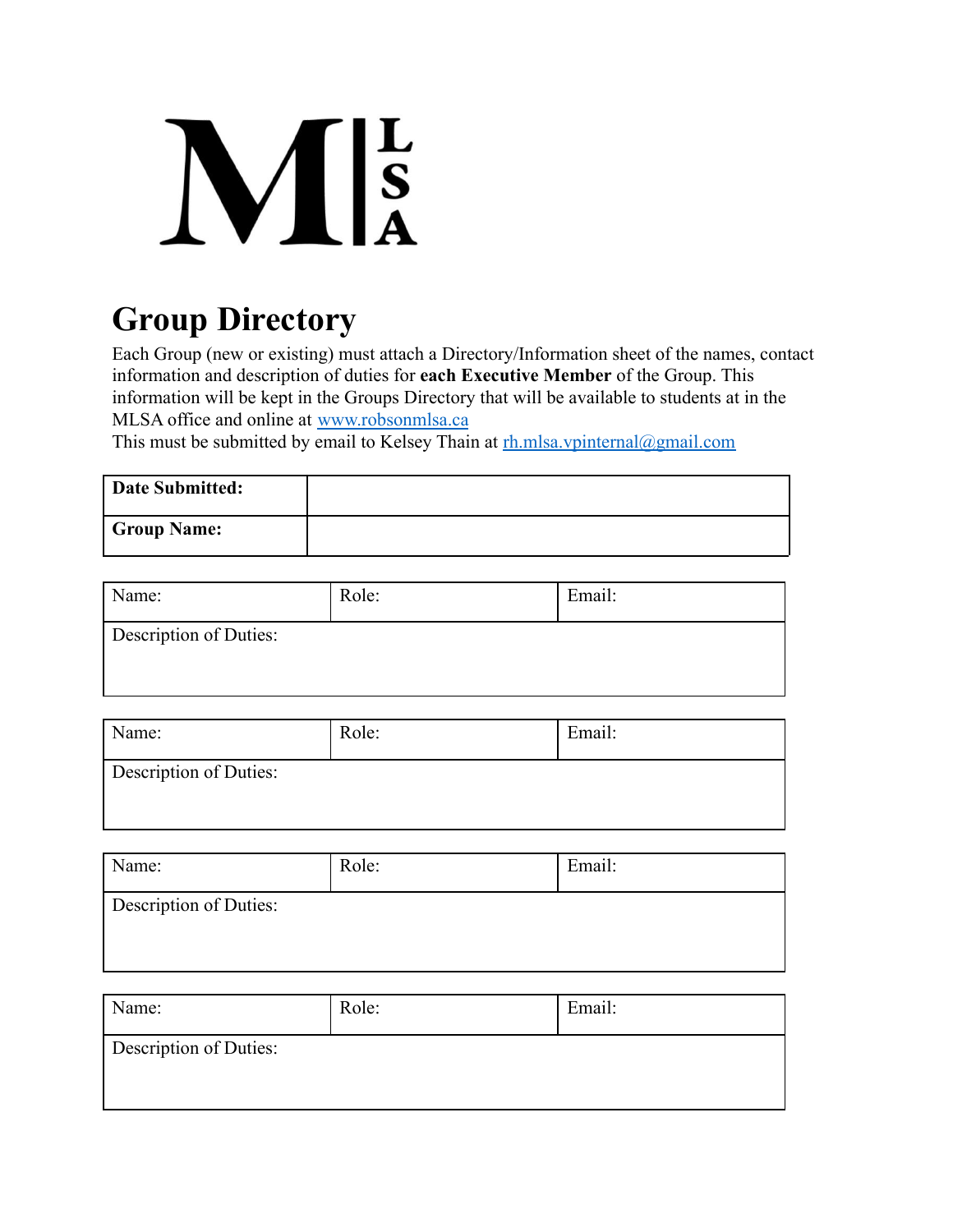# Group Directory

Each Group (new or existing) must attach a Directory/Information sheet of the names, contact information and description of duties for **each Executive Member** of the Group. This information will be kept in the Groups Directory that will be available to students at in the MLSA office and online at www.robsonmlsa.ca

This must be submitted by email to Kelsey Thain at rh.mlsa.vpinternal@gmail.com

| | |
|---|---|
| **Date Submitted:** | |
| **Group Name:** | |

| Name: | Role: | Email: |
|---|---|---|
| Description of Duties: | | |

| Name: | Role: | Email: |
|---|---|---|
| Description of Duties: | | |

| Name: | Role: | Email: |
|---|---|---|
| Description of Duties: | | |

| Name: | Role: | Email: |
|---|---|---|
| Description of Duties: | | |